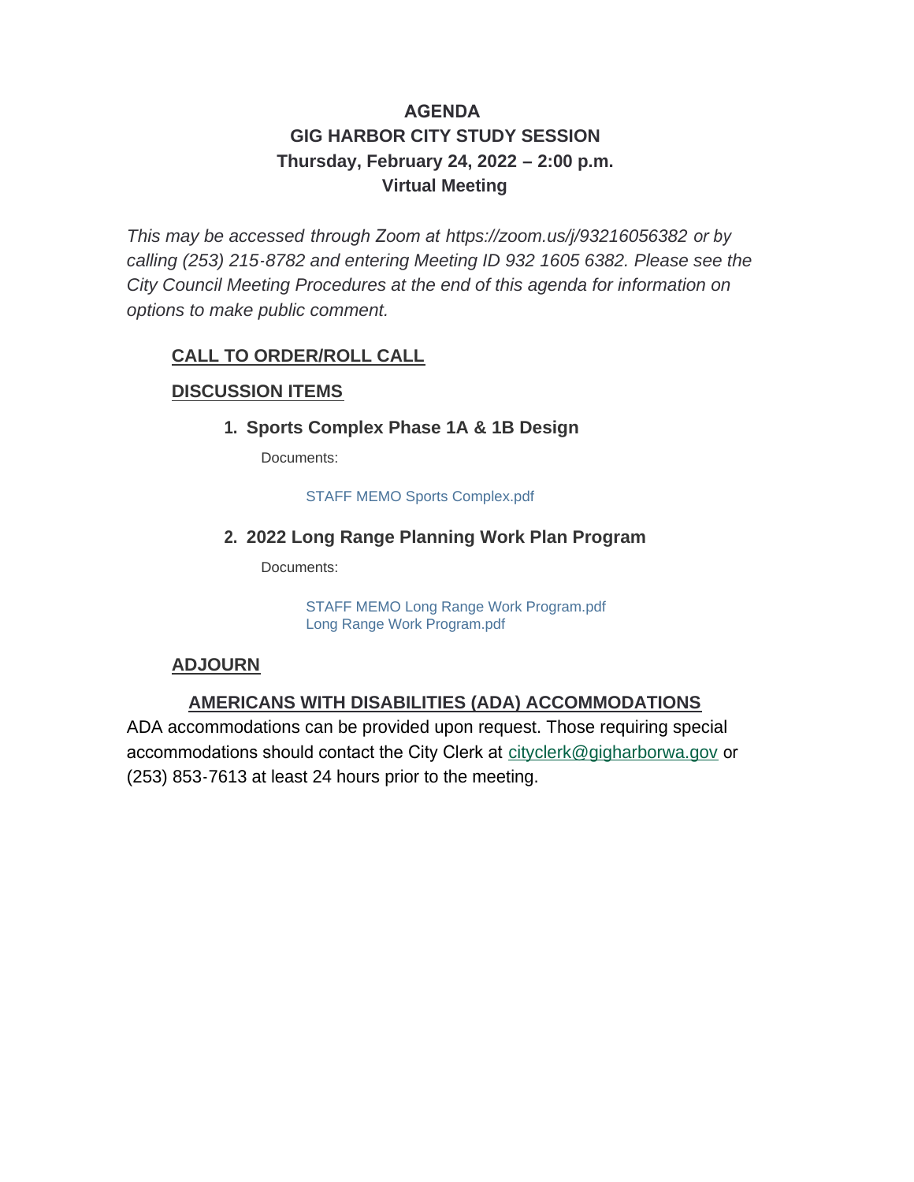# AGENDA
## GIG HARBOR CITY STUDY SESSION
### Thursday, February 24, 2022 – 2:00 p.m.
### Virtual Meeting

*This may be accessed through Zoom at https://zoom.us/j/93216056382 or by calling (253) 215-8782 and entering Meeting ID 932 1605 6382. Please see the City Council Meeting Procedures at the end of this agenda for information on options to make public comment.*

**CALL TO ORDER/ROLL CALL**

**DISCUSSION ITEMS**

1. **Sports Complex Phase 1A & 1B Design**

   Documents:

   STAFF MEMO Sports Complex.pdf

2. **2022 Long Range Planning Work Plan Program**

   Documents:

   STAFF MEMO Long Range Work Program.pdf
   Long Range Work Program.pdf

**ADJOURN**

**AMERICANS WITH DISABILITIES (ADA) ACCOMMODATIONS**

ADA accommodations can be provided upon request. Those requiring special accommodations should contact the City Clerk at cityclerk@gigharborwa.gov or (253) 853-7613 at least 24 hours prior to the meeting.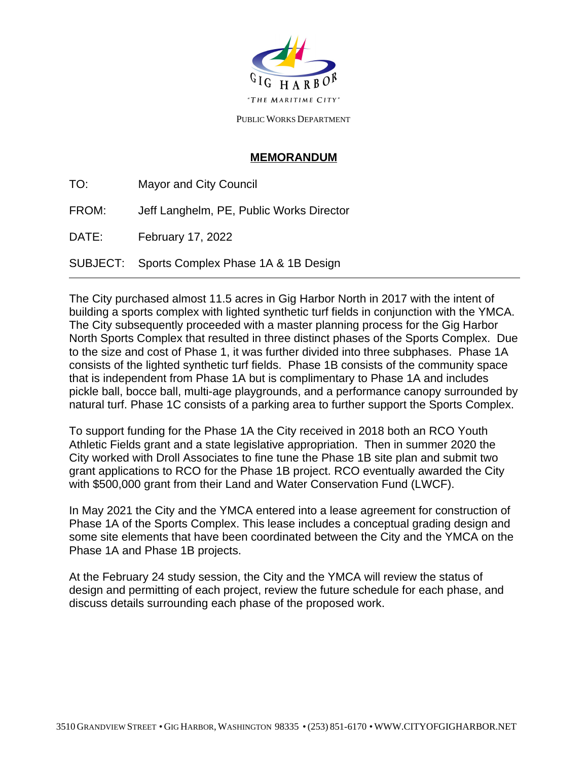GIG HARBOR

"THE MARITIME CITY"

PUBLIC WORKS DEPARTMENT

## MEMORANDUM

TO: Mayor and City Council

FROM: Jeff Langhelm, PE, Public Works Director

DATE: February 17, 2022

SUBJECT: Sports Complex Phase 1A & 1B Design

---

The City purchased almost 11.5 acres in Gig Harbor North in 2017 with the intent of building a sports complex with lighted synthetic turf fields in conjunction with the YMCA. The City subsequently proceeded with a master planning process for the Gig Harbor North Sports Complex that resulted in three distinct phases of the Sports Complex. Due to the size and cost of Phase 1, it was further divided into three subphases. Phase 1A consists of the lighted synthetic turf fields. Phase 1B consists of the community space that is independent from Phase 1A but is complimentary to Phase 1A and includes pickle ball, bocce ball, multi-age playgrounds, and a performance canopy surrounded by natural turf. Phase 1C consists of a parking area to further support the Sports Complex.

To support funding for the Phase 1A the City received in 2018 both an RCO Youth Athletic Fields grant and a state legislative appropriation. Then in summer 2020 the City worked with Droll Associates to fine tune the Phase 1B site plan and submit two grant applications to RCO for the Phase 1B project. RCO eventually awarded the City with $500,000 grant from their Land and Water Conservation Fund (LWCF).

In May 2021 the City and the YMCA entered into a lease agreement for construction of Phase 1A of the Sports Complex. This lease includes a conceptual grading design and some site elements that have been coordinated between the City and the YMCA on the Phase 1A and Phase 1B projects.

At the February 24 study session, the City and the YMCA will review the status of design and permitting of each project, review the future schedule for each phase, and discuss details surrounding each phase of the proposed work.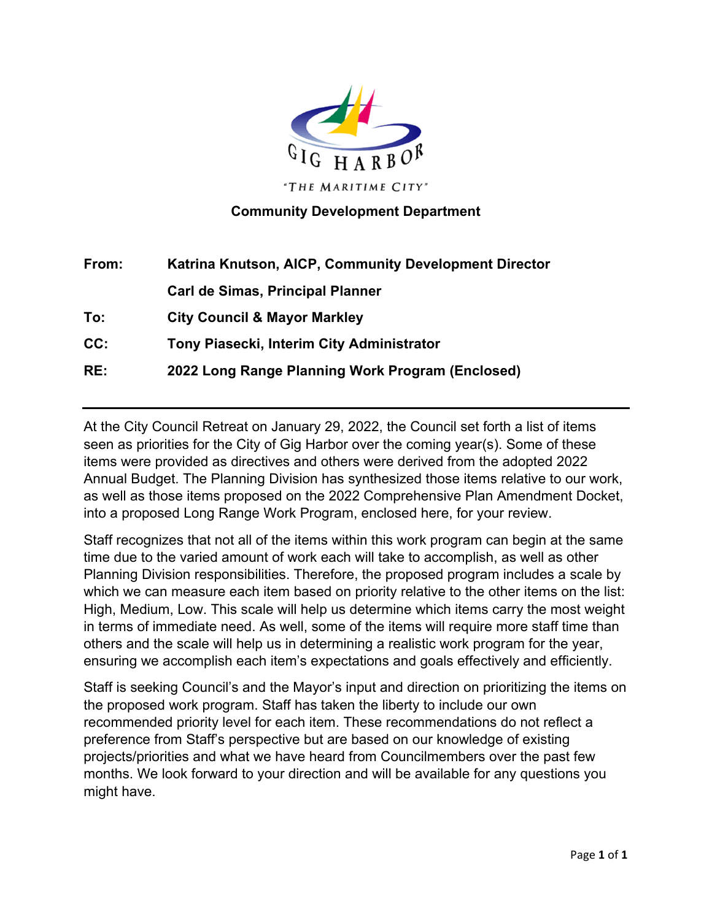GIG HARBOR

"THE MARITIME CITY"

**Community Development Department**

| | |
|---|---|
| **From:** | **Katrina Knutson, AICP, Community Development Director** |
| | **Carl de Simas, Principal Planner** |
| **To:** | **City Council & Mayor Markley** |
| **CC:** | **Tony Piasecki, Interim City Administrator** |
| **RE:** | **2022 Long Range Planning Work Program (Enclosed)** |

---

At the City Council Retreat on January 29, 2022, the Council set forth a list of items seen as priorities for the City of Gig Harbor over the coming year(s). Some of these items were provided as directives and others were derived from the adopted 2022 Annual Budget. The Planning Division has synthesized those items relative to our work, as well as those items proposed on the 2022 Comprehensive Plan Amendment Docket, into a proposed Long Range Work Program, enclosed here, for your review.

Staff recognizes that not all of the items within this work program can begin at the same time due to the varied amount of work each will take to accomplish, as well as other Planning Division responsibilities. Therefore, the proposed program includes a scale by which we can measure each item based on priority relative to the other items on the list: High, Medium, Low. This scale will help us determine which items carry the most weight in terms of immediate need. As well, some of the items will require more staff time than others and the scale will help us in determining a realistic work program for the year, ensuring we accomplish each item's expectations and goals effectively and efficiently.

Staff is seeking Council's and the Mayor's input and direction on prioritizing the items on the proposed work program. Staff has taken the liberty to include our own recommended priority level for each item. These recommendations do not reflect a preference from Staff's perspective but are based on our knowledge of existing projects/priorities and what we have heard from Councilmembers over the past few months. We look forward to your direction and will be available for any questions you might have.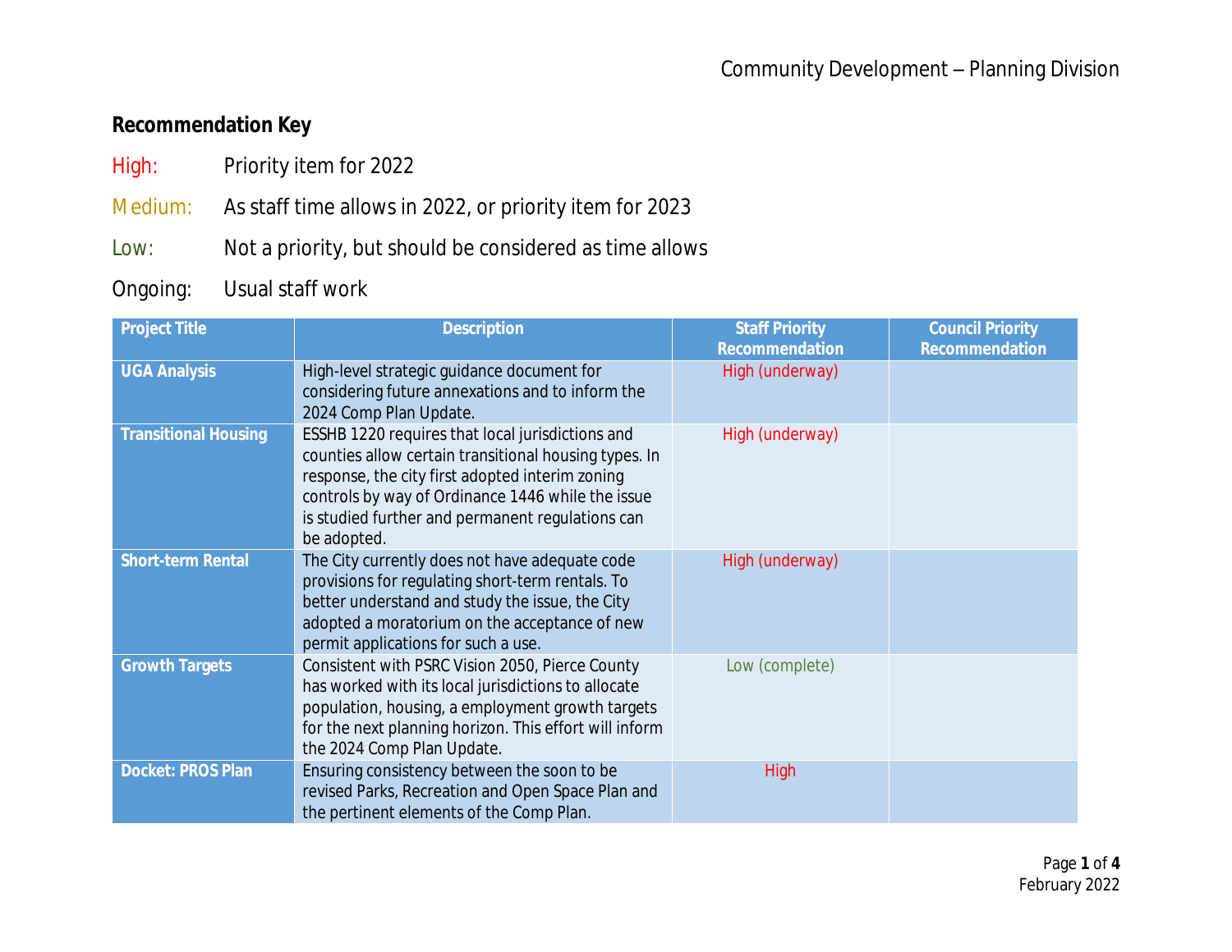## Recommendation Key

High: Priority item for 2022

Medium: As staff time allows in 2022, or priority item for 2023

Low: Not a priority, but should be considered as time allows

Ongoing: Usual staff work

| Project Title | Description | Staff Priority Recommendation | Council Priority Recommendation |
|---|---|---|---|
| **UGA Analysis** | High-level strategic guidance document for considering future annexations and to inform the 2024 Comp Plan Update. | High (underway) | |
| **Transitional Housing** | ESSHB 1220 requires that local jurisdictions and counties allow certain transitional housing types. In response, the city first adopted interim zoning controls by way of Ordinance 1446 while the issue is studied further and permanent regulations can be adopted. | High (underway) | |
| **Short-term Rental** | The City currently does not have adequate code provisions for regulating short-term rentals. To better understand and study the issue, the City adopted a moratorium on the acceptance of new permit applications for such a use. | High (underway) | |
| **Growth Targets** | Consistent with PSRC Vision 2050, Pierce County has worked with its local jurisdictions to allocate population, housing, a employment growth targets for the next planning horizon. This effort will inform the 2024 Comp Plan Update. | Low (complete) | |
| **Docket: PROS Plan** | Ensuring consistency between the soon to be revised Parks, Recreation and Open Space Plan and the pertinent elements of the Comp Plan. | High | |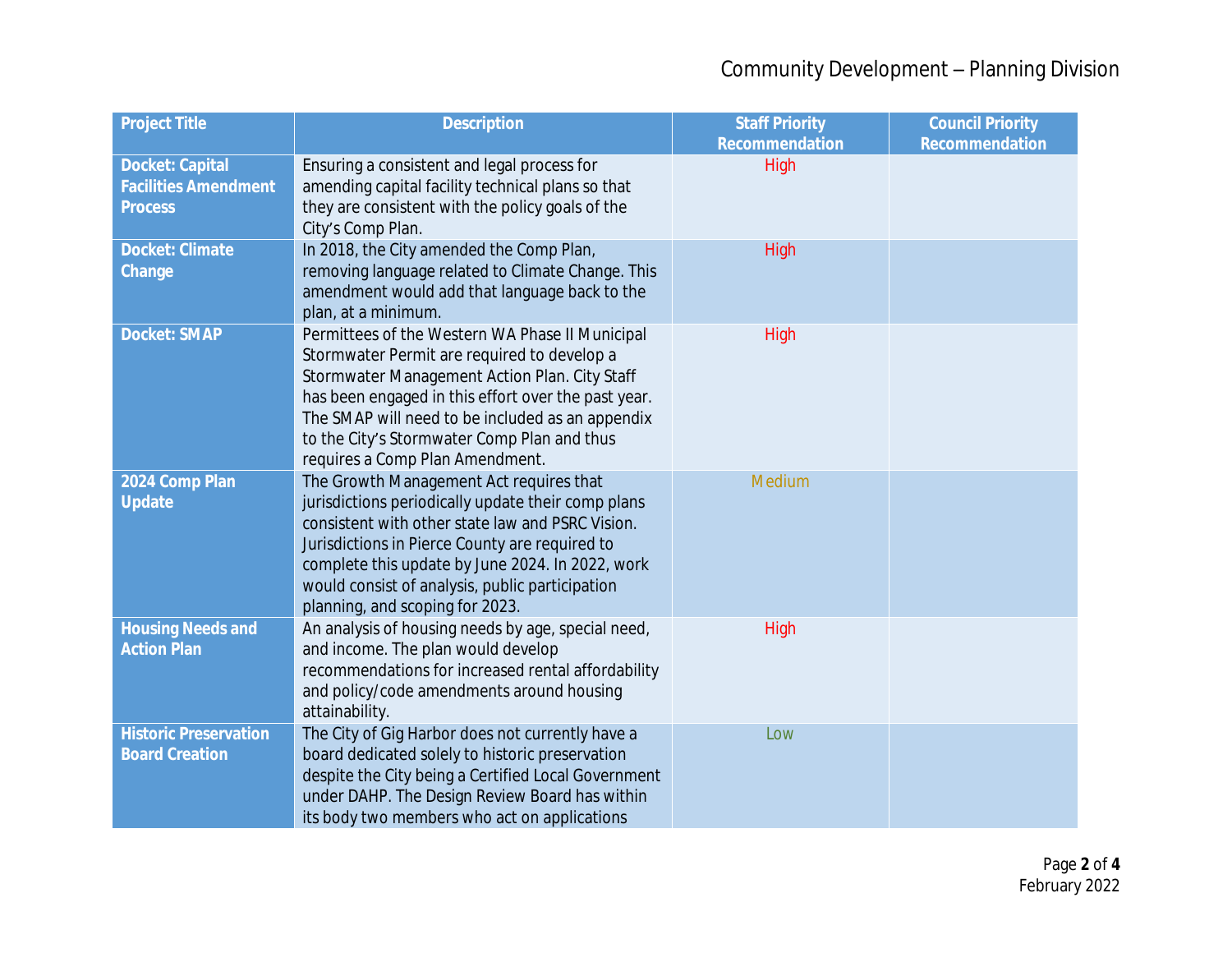| Project Title | Description | Staff Priority Recommendation | Council Priority Recommendation |
|---|---|---|---|
| **Docket: Capital Facilities Amendment Process** | Ensuring a consistent and legal process for amending capital facility technical plans so that they are consistent with the policy goals of the City's Comp Plan. | High | |
| **Docket: Climate Change** | In 2018, the City amended the Comp Plan, removing language related to Climate Change. This amendment would add that language back to the plan, at a minimum. | High | |
| **Docket: SMAP** | Permittees of the Western WA Phase II Municipal Stormwater Permit are required to develop a Stormwater Management Action Plan. City Staff has been engaged in this effort over the past year. The SMAP will need to be included as an appendix to the City's Stormwater Comp Plan and thus requires a Comp Plan Amendment. | High | |
| **2024 Comp Plan Update** | The Growth Management Act requires that jurisdictions periodically update their comp plans consistent with other state law and PSRC Vision. Jurisdictions in Pierce County are required to complete this update by June 2024. In 2022, work would consist of analysis, public participation planning, and scoping for 2023. | Medium | |
| **Housing Needs and Action Plan** | An analysis of housing needs by age, special need, and income. The plan would develop recommendations for increased rental affordability and policy/code amendments around housing attainability. | High | |
| **Historic Preservation Board Creation** | The City of Gig Harbor does not currently have a board dedicated solely to historic preservation despite the City being a Certified Local Government under DAHP. The Design Review Board has within its body two members who act on applications | Low | |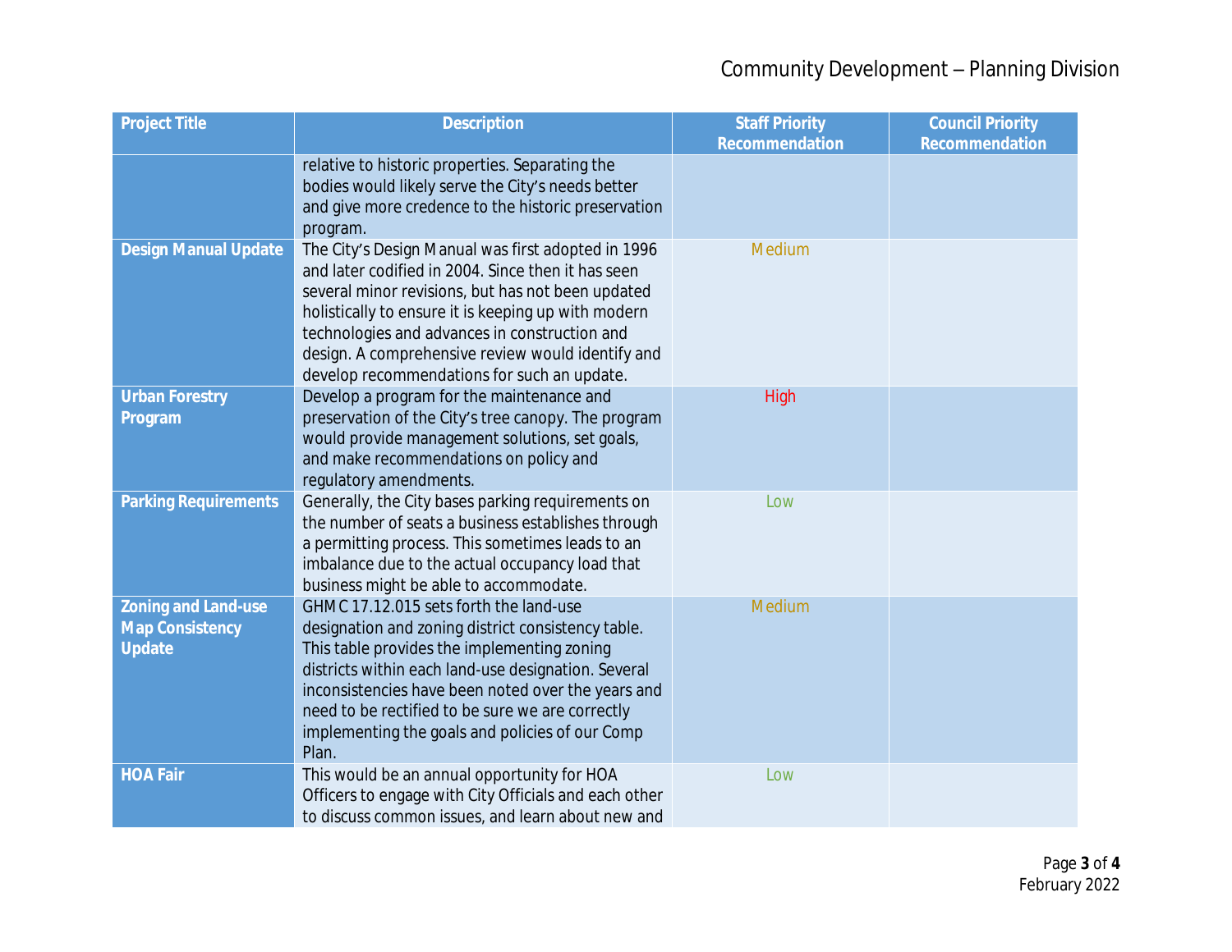| Project Title | Description | Staff Priority Recommendation | Council Priority Recommendation |
|---|---|---|---|
| | relative to historic properties. Separating the bodies would likely serve the City's needs better and give more credence to the historic preservation program. | | |
| **Design Manual Update** | The City's Design Manual was first adopted in 1996 and later codified in 2004. Since then it has seen several minor revisions, but has not been updated holistically to ensure it is keeping up with modern technologies and advances in construction and design. A comprehensive review would identify and develop recommendations for such an update. | Medium | |
| **Urban Forestry Program** | Develop a program for the maintenance and preservation of the City's tree canopy. The program would provide management solutions, set goals, and make recommendations on policy and regulatory amendments. | High | |
| **Parking Requirements** | Generally, the City bases parking requirements on the number of seats a business establishes through a permitting process. This sometimes leads to an imbalance due to the actual occupancy load that business might be able to accommodate. | Low | |
| **Zoning and Land-use Map Consistency Update** | GHMC 17.12.015 sets forth the land-use designation and zoning district consistency table. This table provides the implementing zoning districts within each land-use designation. Several inconsistencies have been noted over the years and need to be rectified to be sure we are correctly implementing the goals and policies of our Comp Plan. | Medium | |
| **HOA Fair** | This would be an annual opportunity for HOA Officers to engage with City Officials and each other to discuss common issues, and learn about new and | Low | |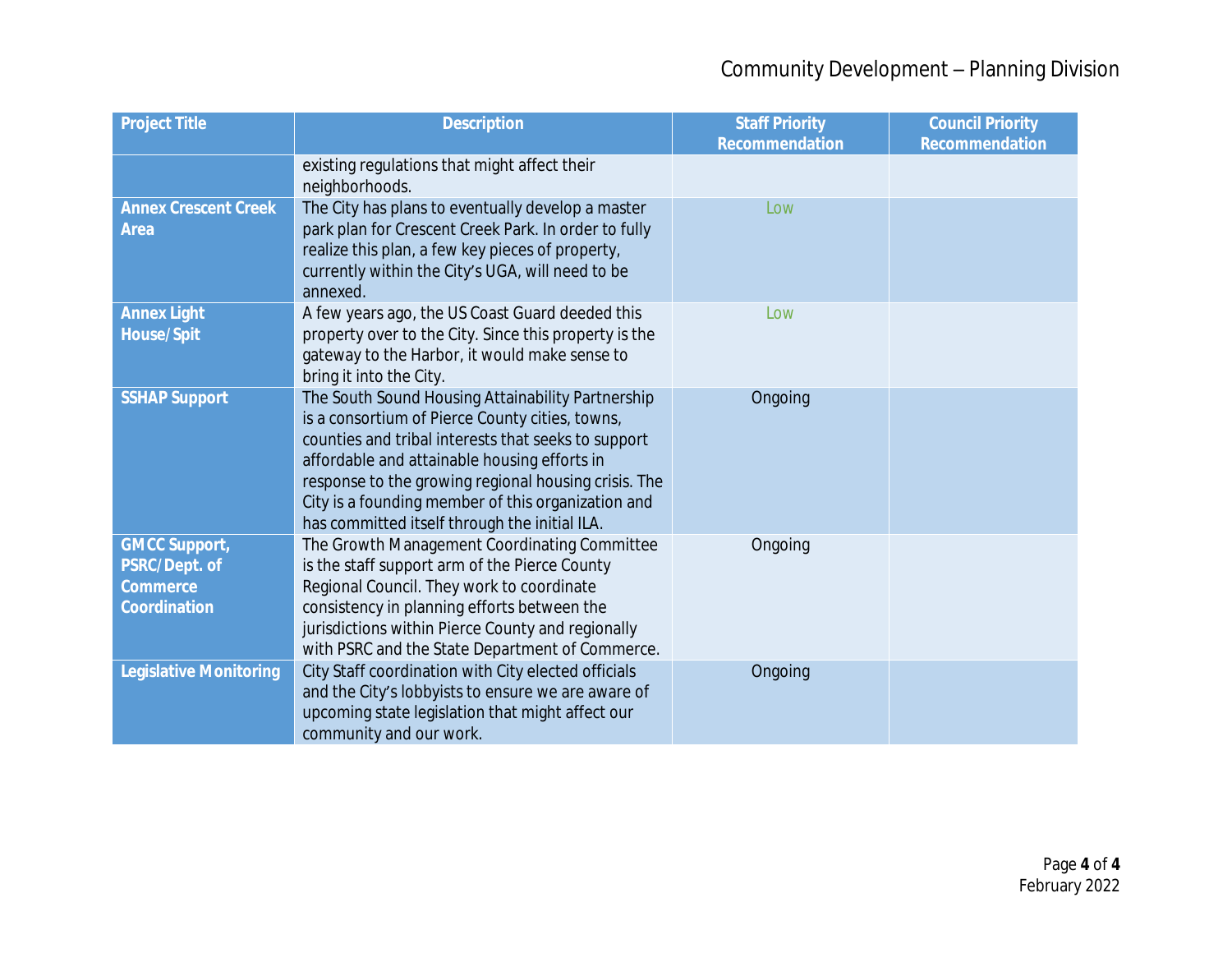| Project Title | Description | Staff Priority Recommendation | Council Priority Recommendation |
|---|---|---|---|
| | existing regulations that might affect their neighborhoods. | | |
| **Annex Crescent Creek Area** | The City has plans to eventually develop a master park plan for Crescent Creek Park. In order to fully realize this plan, a few key pieces of property, currently within the City's UGA, will need to be annexed. | Low | |
| **Annex Light House/Spit** | A few years ago, the US Coast Guard deeded this property over to the City. Since this property is the gateway to the Harbor, it would make sense to bring it into the City. | Low | |
| **SSHAP Support** | The South Sound Housing Attainability Partnership is a consortium of Pierce County cities, towns, counties and tribal interests that seeks to support affordable and attainable housing efforts in response to the growing regional housing crisis. The City is a founding member of this organization and has committed itself through the initial ILA. | Ongoing | |
| **GMCC Support, PSRC/Dept. of Commerce Coordination** | The Growth Management Coordinating Committee is the staff support arm of the Pierce County Regional Council. They work to coordinate consistency in planning efforts between the jurisdictions within Pierce County and regionally with PSRC and the State Department of Commerce. | Ongoing | |
| **Legislative Monitoring** | City Staff coordination with City elected officials and the City's lobbyists to ensure we are aware of upcoming state legislation that might affect our community and our work. | Ongoing | |

February 2022